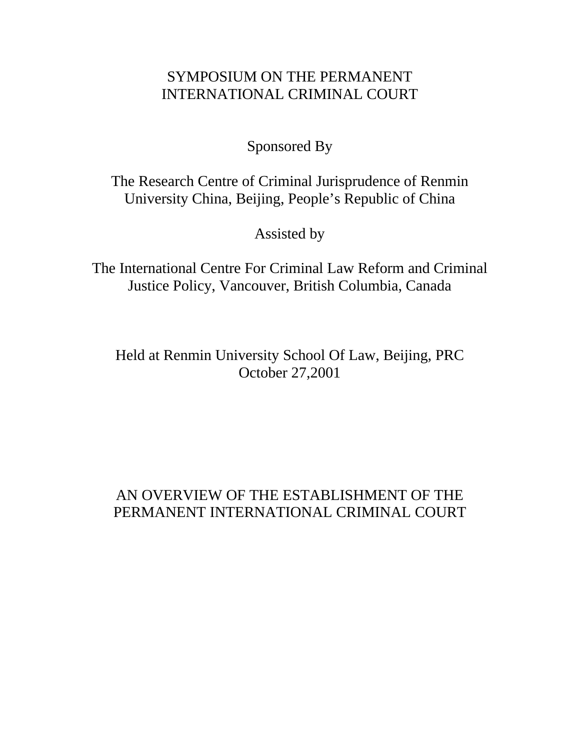# SYMPOSIUM ON THE PERMANENT INTERNATIONAL CRIMINAL COURT

Sponsored By

The Research Centre of Criminal Jurisprudence of Renmin University China, Beijing, People's Republic of China

Assisted by

The International Centre For Criminal Law Reform and Criminal Justice Policy, Vancouver, British Columbia, Canada

Held at Renmin University School Of Law, Beijing, PRC
October 27,2001

## AN OVERVIEW OF THE ESTABLISHMENT OF THE PERMANENT INTERNATIONAL CRIMINAL COURT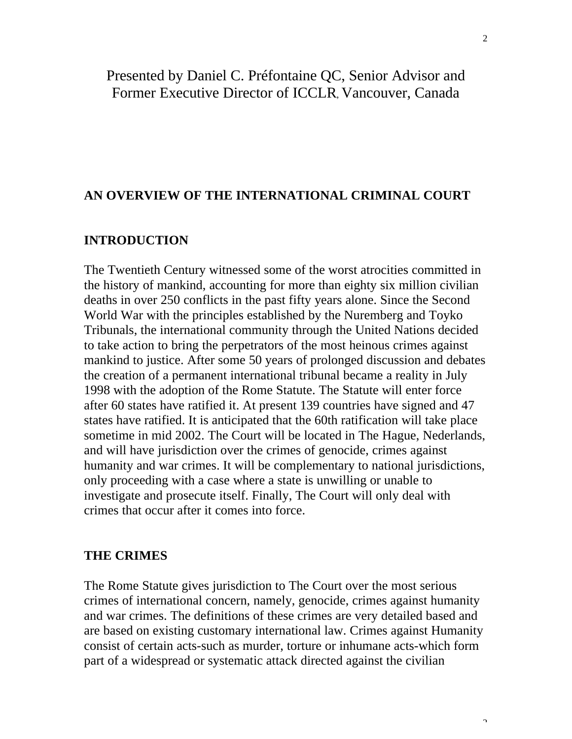Presented by Daniel C. Préfontaine QC, Senior Advisor and Former Executive Director of ICCLR, Vancouver, Canada

## AN OVERVIEW OF THE INTERNATIONAL CRIMINAL COURT

### INTRODUCTION

The Twentieth Century witnessed some of the worst atrocities committed in the history of mankind, accounting for more than eighty six million civilian deaths in over 250 conflicts in the past fifty years alone. Since the Second World War with the principles established by the Nuremberg and Toyko Tribunals, the international community through the United Nations decided to take action to bring the perpetrators of the most heinous crimes against mankind to justice. After some 50 years of prolonged discussion and debates the creation of a permanent international tribunal became a reality in July 1998 with the adoption of the Rome Statute. The Statute will enter force after 60 states have ratified it. At present 139 countries have signed and 47 states have ratified. It is anticipated that the 60th ratification will take place sometime in mid 2002. The Court will be located in The Hague, Nederlands, and will have jurisdiction over the crimes of genocide, crimes against humanity and war crimes. It will be complementary to national jurisdictions, only proceeding with a case where a state is unwilling or unable to investigate and prosecute itself. Finally, The Court will only deal with crimes that occur after it comes into force.

### THE CRIMES

The Rome Statute gives jurisdiction to The Court over the most serious crimes of international concern, namely, genocide, crimes against humanity and war crimes. The definitions of these crimes are very detailed based and are based on existing customary international law. Crimes against Humanity consist of certain acts-such as murder, torture or inhumane acts-which form part of a widespread or systematic attack directed against the civilian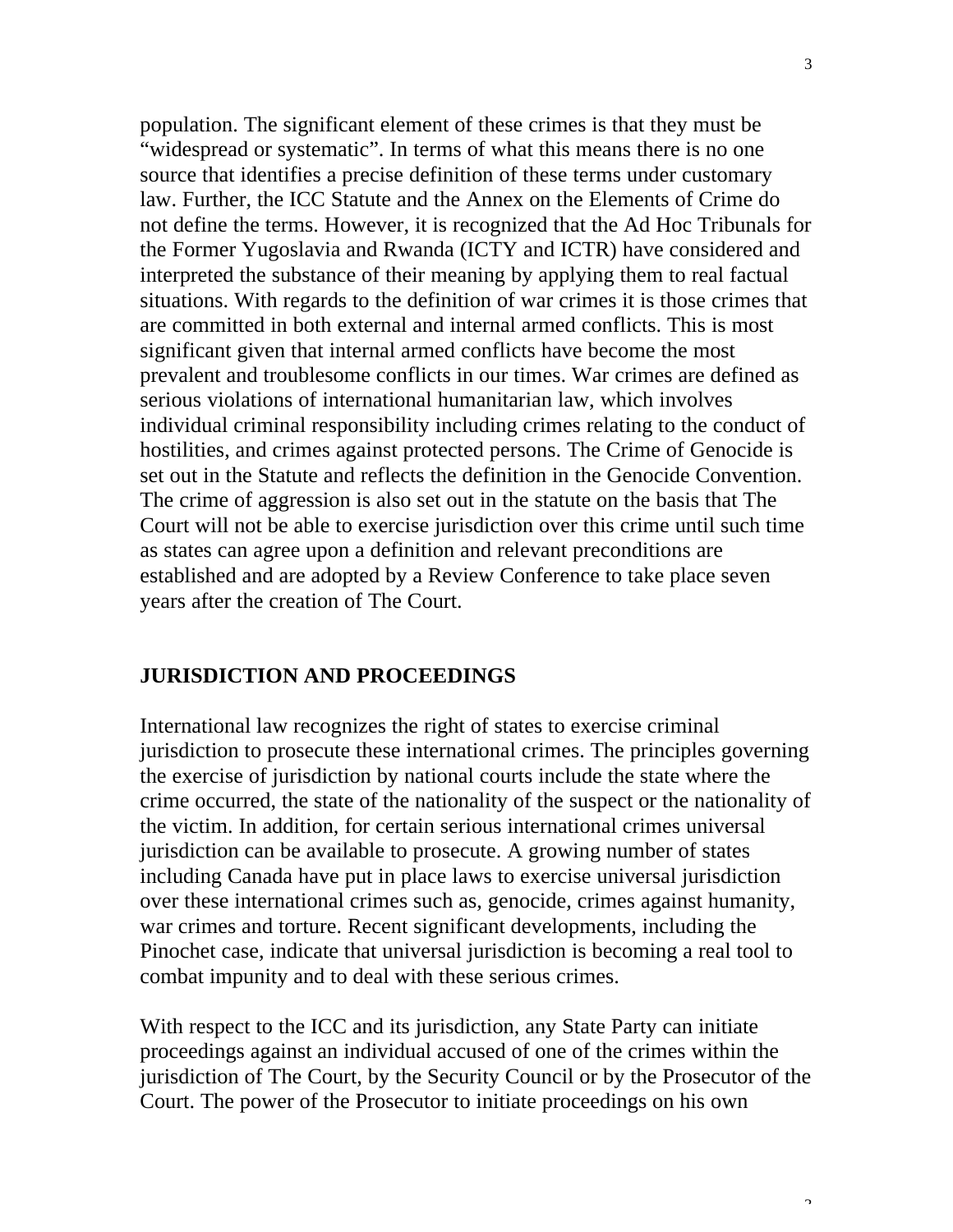population. The significant element of these crimes is that they must be "widespread or systematic". In terms of what this means there is no one source that identifies a precise definition of these terms under customary law. Further, the ICC Statute and the Annex on the Elements of Crime do not define the terms. However, it is recognized that the Ad Hoc Tribunals for the Former Yugoslavia and Rwanda (ICTY and ICTR) have considered and interpreted the substance of their meaning by applying them to real factual situations. With regards to the definition of war crimes it is those crimes that are committed in both external and internal armed conflicts. This is most significant given that internal armed conflicts have become the most prevalent and troublesome conflicts in our times. War crimes are defined as serious violations of international humanitarian law, which involves individual criminal responsibility including crimes relating to the conduct of hostilities, and crimes against protected persons. The Crime of Genocide is set out in the Statute and reflects the definition in the Genocide Convention. The crime of aggression is also set out in the statute on the basis that The Court will not be able to exercise jurisdiction over this crime until such time as states can agree upon a definition and relevant preconditions are established and are adopted by a Review Conference to take place seven years after the creation of The Court.

## JURISDICTION AND PROCEEDINGS

International law recognizes the right of states to exercise criminal jurisdiction to prosecute these international crimes. The principles governing the exercise of jurisdiction by national courts include the state where the crime occurred, the state of the nationality of the suspect or the nationality of the victim. In addition, for certain serious international crimes universal jurisdiction can be available to prosecute. A growing number of states including Canada have put in place laws to exercise universal jurisdiction over these international crimes such as, genocide, crimes against humanity, war crimes and torture. Recent significant developments, including the Pinochet case, indicate that universal jurisdiction is becoming a real tool to combat impunity and to deal with these serious crimes.

With respect to the ICC and its jurisdiction, any State Party can initiate proceedings against an individual accused of one of the crimes within the jurisdiction of The Court, by the Security Council or by the Prosecutor of the Court. The power of the Prosecutor to initiate proceedings on his own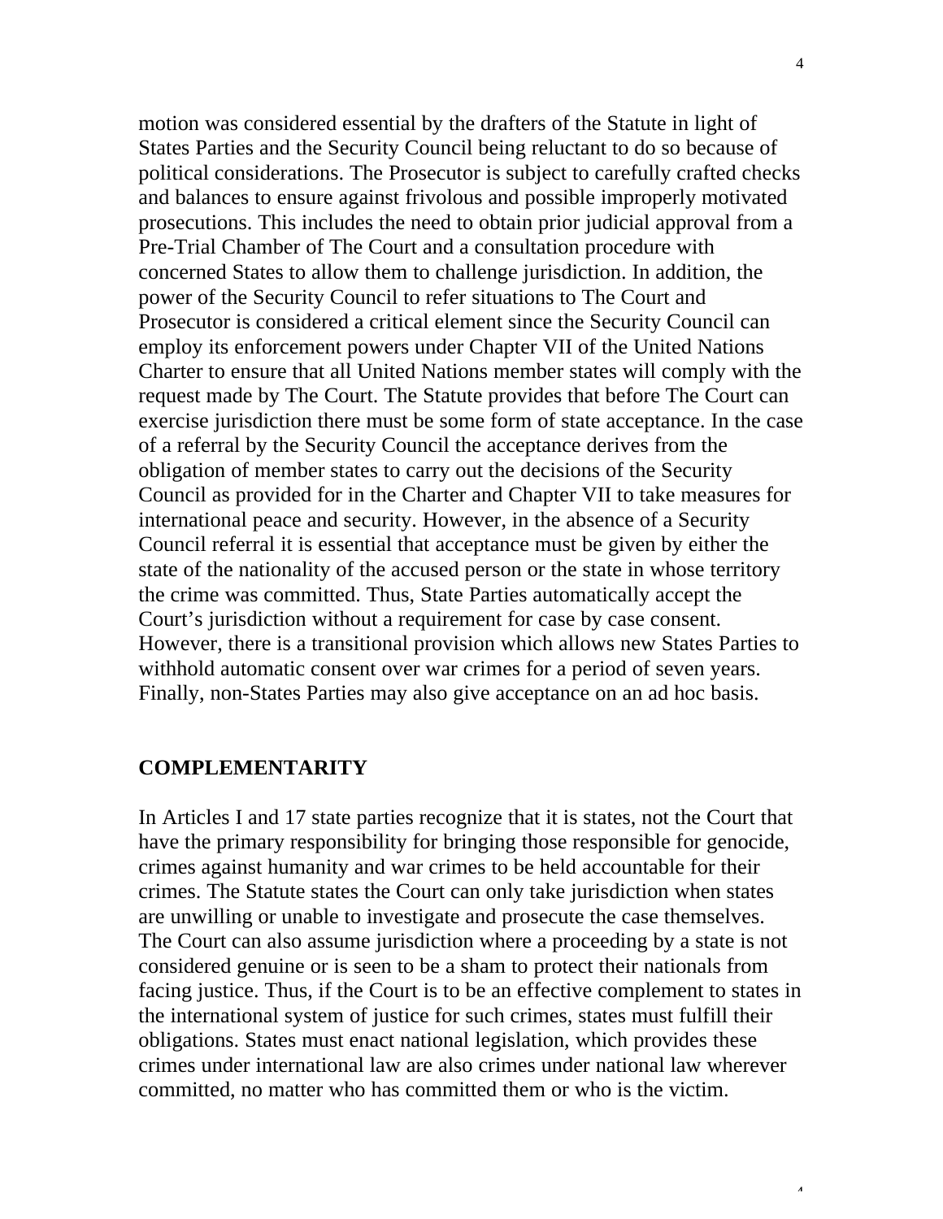motion was considered essential by the drafters of the Statute in light of States Parties and the Security Council being reluctant to do so because of political considerations. The Prosecutor is subject to carefully crafted checks and balances to ensure against frivolous and possible improperly motivated prosecutions. This includes the need to obtain prior judicial approval from a Pre-Trial Chamber of The Court and a consultation procedure with concerned States to allow them to challenge jurisdiction. In addition, the power of the Security Council to refer situations to The Court and Prosecutor is considered a critical element since the Security Council can employ its enforcement powers under Chapter VII of the United Nations Charter to ensure that all United Nations member states will comply with the request made by The Court. The Statute provides that before The Court can exercise jurisdiction there must be some form of state acceptance. In the case of a referral by the Security Council the acceptance derives from the obligation of member states to carry out the decisions of the Security Council as provided for in the Charter and Chapter VII to take measures for international peace and security. However, in the absence of a Security Council referral it is essential that acceptance must be given by either the state of the nationality of the accused person or the state in whose territory the crime was committed. Thus, State Parties automatically accept the Court's jurisdiction without a requirement for case by case consent. However, there is a transitional provision which allows new States Parties to withhold automatic consent over war crimes for a period of seven years. Finally, non-States Parties may also give acceptance on an ad hoc basis.

## COMPLEMENTARITY

In Articles I and 17 state parties recognize that it is states, not the Court that have the primary responsibility for bringing those responsible for genocide, crimes against humanity and war crimes to be held accountable for their crimes. The Statute states the Court can only take jurisdiction when states are unwilling or unable to investigate and prosecute the case themselves. The Court can also assume jurisdiction where a proceeding by a state is not considered genuine or is seen to be a sham to protect their nationals from facing justice. Thus, if the Court is to be an effective complement to states in the international system of justice for such crimes, states must fulfill their obligations. States must enact national legislation, which provides these crimes under international law are also crimes under national law wherever committed, no matter who has committed them or who is the victim.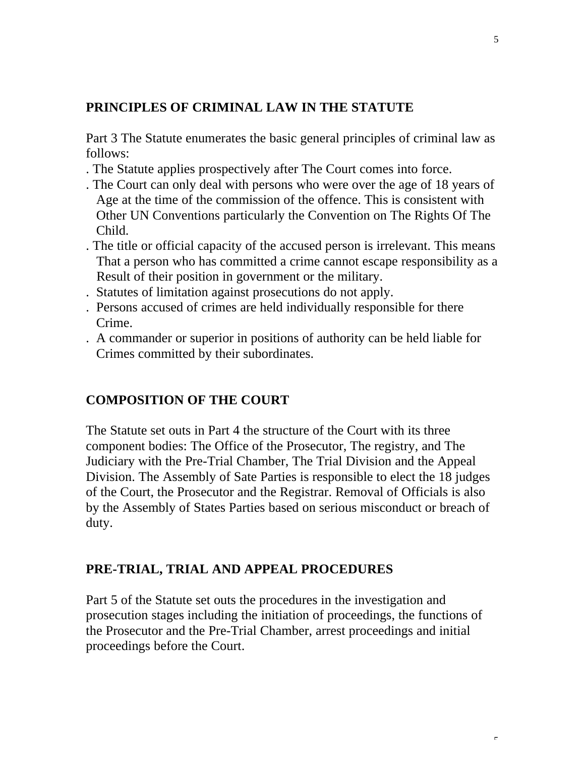## PRINCIPLES OF CRIMINAL LAW IN THE STATUTE

Part 3 The Statute enumerates the basic general principles of criminal law as follows:

- The Statute applies prospectively after The Court comes into force.
- The Court can only deal with persons who were over the age of 18 years of Age at the time of the commission of the offence. This is consistent with Other UN Conventions particularly the Convention on The Rights Of The Child.
- The title or official capacity of the accused person is irrelevant. This means That a person who has committed a crime cannot escape responsibility as a Result of their position in government or the military.
- Statutes of limitation against prosecutions do not apply.
- Persons accused of crimes are held individually responsible for there Crime.
- A commander or superior in positions of authority can be held liable for Crimes committed by their subordinates.

## COMPOSITION OF THE COURT

The Statute set outs in Part 4 the structure of the Court with its three component bodies: The Office of the Prosecutor, The registry, and The Judiciary with the Pre-Trial Chamber, The Trial Division and the Appeal Division. The Assembly of Sate Parties is responsible to elect the 18 judges of the Court, the Prosecutor and the Registrar. Removal of Officials is also by the Assembly of States Parties based on serious misconduct or breach of duty.

## PRE-TRIAL, TRIAL AND APPEAL PROCEDURES

Part 5 of the Statute set outs the procedures in the investigation and prosecution stages including the initiation of proceedings, the functions of the Prosecutor and the Pre-Trial Chamber, arrest proceedings and initial proceedings before the Court.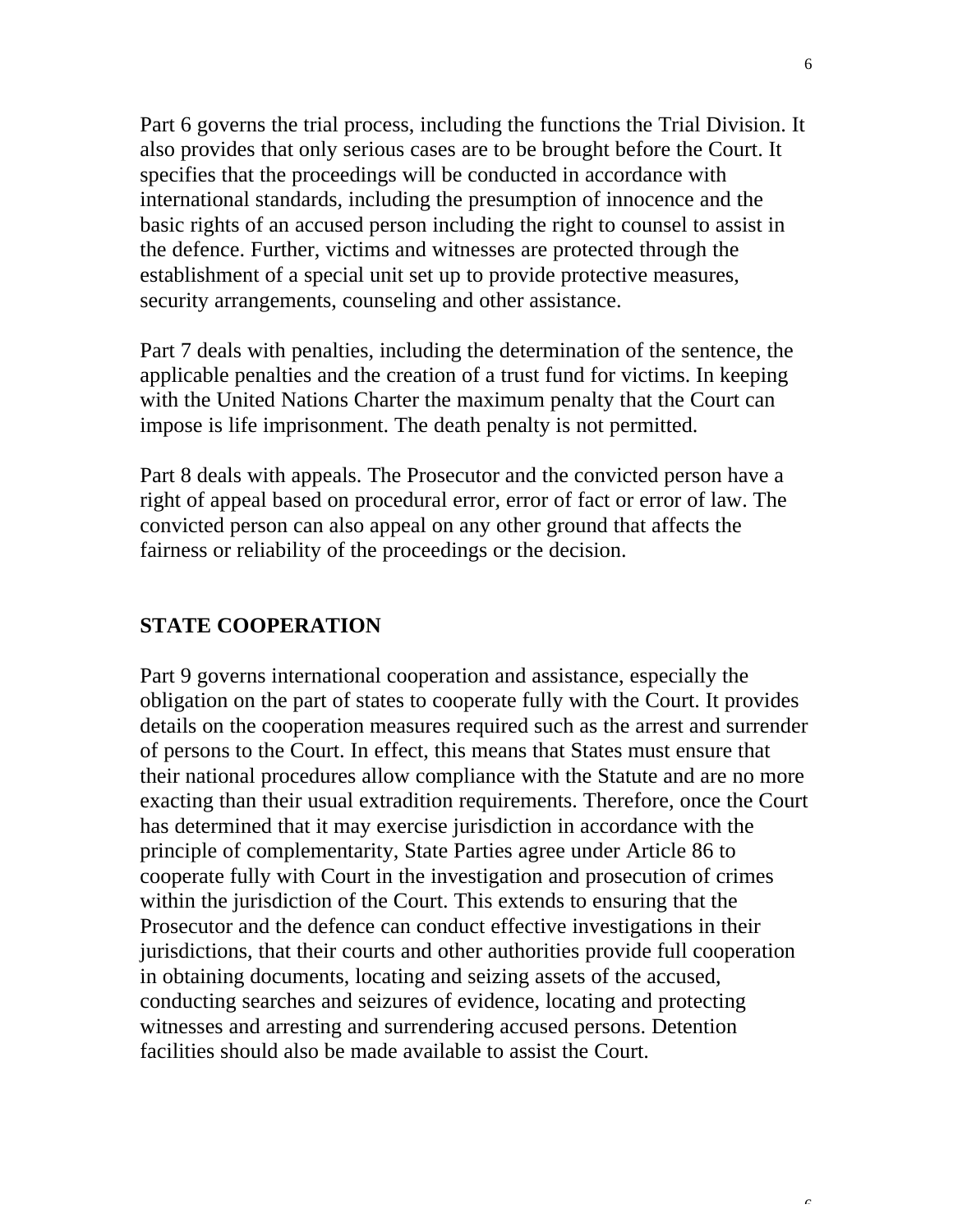Part 6 governs the trial process, including the functions the Trial Division. It also provides that only serious cases are to be brought before the Court. It specifies that the proceedings will be conducted in accordance with international standards, including the presumption of innocence and the basic rights of an accused person including the right to counsel to assist in the defence. Further, victims and witnesses are protected through the establishment of a special unit set up to provide protective measures, security arrangements, counseling and other assistance.

Part 7 deals with penalties, including the determination of the sentence, the applicable penalties and the creation of a trust fund for victims. In keeping with the United Nations Charter the maximum penalty that the Court can impose is life imprisonment. The death penalty is not permitted.

Part 8 deals with appeals. The Prosecutor and the convicted person have a right of appeal based on procedural error, error of fact or error of law. The convicted person can also appeal on any other ground that affects the fairness or reliability of the proceedings or the decision.

## STATE COOPERATION

Part 9 governs international cooperation and assistance, especially the obligation on the part of states to cooperate fully with the Court. It provides details on the cooperation measures required such as the arrest and surrender of persons to the Court. In effect, this means that States must ensure that their national procedures allow compliance with the Statute and are no more exacting than their usual extradition requirements. Therefore, once the Court has determined that it may exercise jurisdiction in accordance with the principle of complementarity, State Parties agree under Article 86 to cooperate fully with Court in the investigation and prosecution of crimes within the jurisdiction of the Court. This extends to ensuring that the Prosecutor and the defence can conduct effective investigations in their jurisdictions, that their courts and other authorities provide full cooperation in obtaining documents, locating and seizing assets of the accused, conducting searches and seizures of evidence, locating and protecting witnesses and arresting and surrendering accused persons. Detention facilities should also be made available to assist the Court.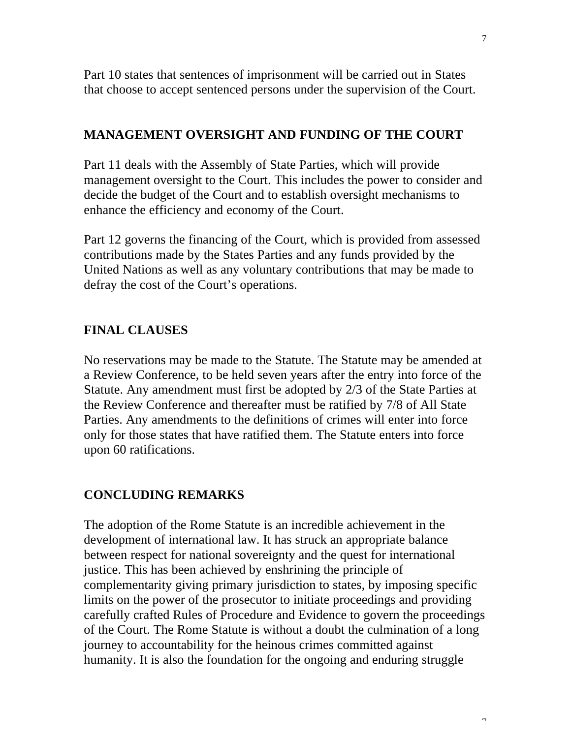Part 10 states that sentences of imprisonment will be carried out in States that choose to accept sentenced persons under the supervision of the Court.

## MANAGEMENT OVERSIGHT AND FUNDING OF THE COURT

Part 11 deals with the Assembly of State Parties, which will provide management oversight to the Court. This includes the power to consider and decide the budget of the Court and to establish oversight mechanisms to enhance the efficiency and economy of the Court.

Part 12 governs the financing of the Court, which is provided from assessed contributions made by the States Parties and any funds provided by the United Nations as well as any voluntary contributions that may be made to defray the cost of the Court's operations.

## FINAL CLAUSES

No reservations may be made to the Statute. The Statute may be amended at a Review Conference, to be held seven years after the entry into force of the Statute. Any amendment must first be adopted by 2/3 of the State Parties at the Review Conference and thereafter must be ratified by 7/8 of All State Parties. Any amendments to the definitions of crimes will enter into force only for those states that have ratified them. The Statute enters into force upon 60 ratifications.

## CONCLUDING REMARKS

The adoption of the Rome Statute is an incredible achievement in the development of international law. It has struck an appropriate balance between respect for national sovereignty and the quest for international justice. This has been achieved by enshrining the principle of complementarity giving primary jurisdiction to states, by imposing specific limits on the power of the prosecutor to initiate proceedings and providing carefully crafted Rules of Procedure and Evidence to govern the proceedings of the Court. The Rome Statute is without a doubt the culmination of a long journey to accountability for the heinous crimes committed against humanity. It is also the foundation for the ongoing and enduring struggle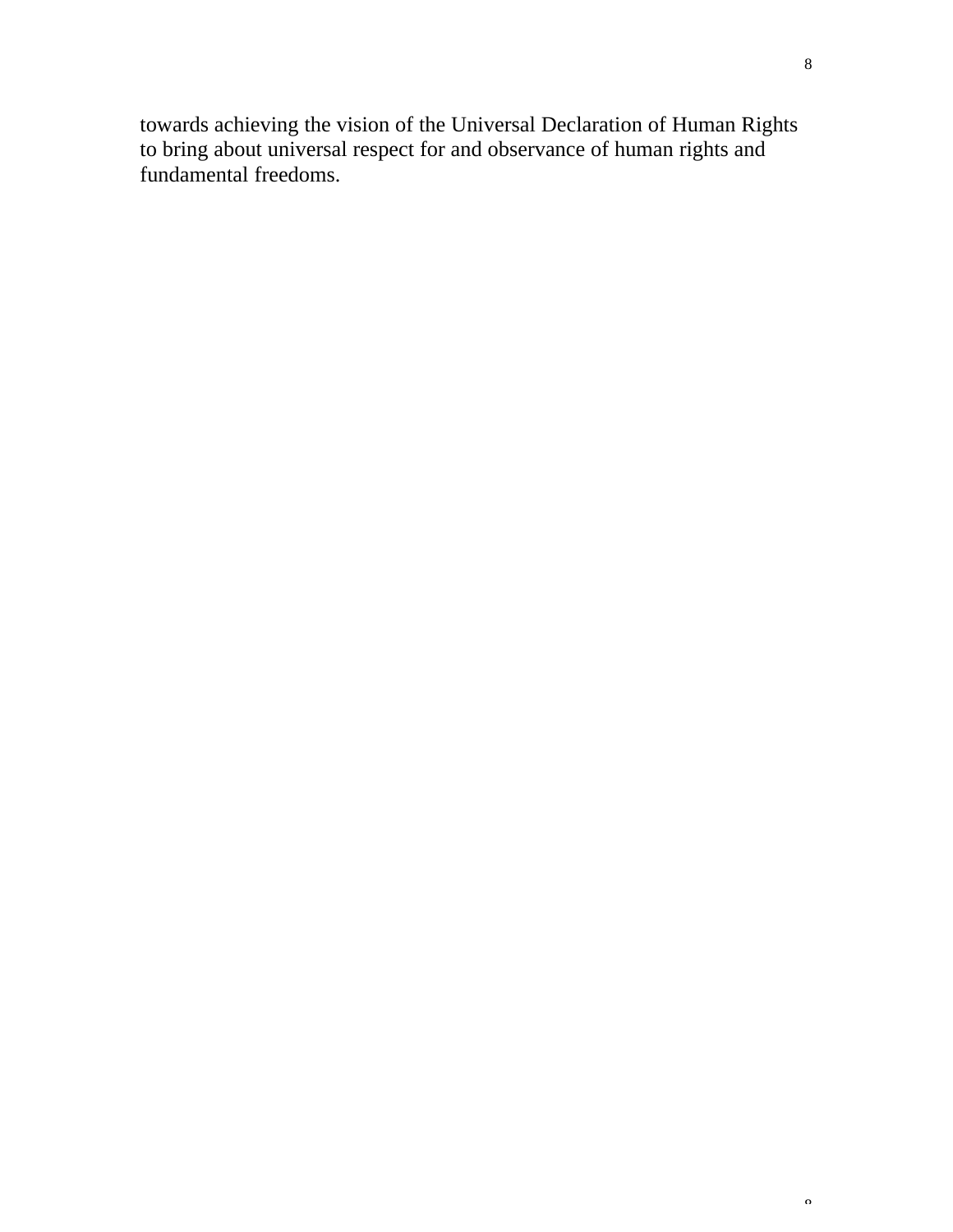towards achieving the vision of the Universal Declaration of Human Rights to bring about universal respect for and observance of human rights and fundamental freedoms.